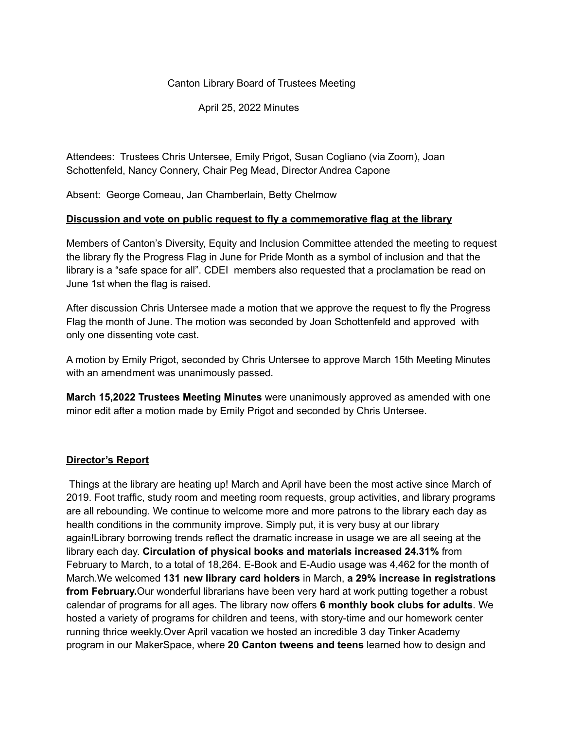Canton Library Board of Trustees Meeting

April 25, 2022 Minutes

Attendees: Trustees Chris Untersee, Emily Prigot, Susan Cogliano (via Zoom), Joan Schottenfeld, Nancy Connery, Chair Peg Mead, Director Andrea Capone

Absent: George Comeau, Jan Chamberlain, Betty Chelmow

## Discussion and vote on public request to fly a commemorative flag at the library

Members of Canton's Diversity, Equity and Inclusion Committee attended the meeting to request the library fly the Progress Flag in June for Pride Month as a symbol of inclusion and that the library is a "safe space for all". CDEI members also requested that a proclamation be read on June 1st when the flag is raised.

After discussion Chris Untersee made a motion that we approve the request to fly the Progress Flag the month of June. The motion was seconded by Joan Schottenfeld and approved with only one dissenting vote cast.

A motion by Emily Prigot, seconded by Chris Untersee to approve March 15th Meeting Minutes with an amendment was unanimously passed.

**March 15,2022 Trustees Meeting Minutes** were unanimously approved as amended with one minor edit after a motion made by Emily Prigot and seconded by Chris Untersee.

## Director's Report

Things at the library are heating up! March and April have been the most active since March of 2019. Foot traffic, study room and meeting room requests, group activities, and library programs are all rebounding. We continue to welcome more and more patrons to the library each day as health conditions in the community improve. Simply put, it is very busy at our library again!Library borrowing trends reflect the dramatic increase in usage we are all seeing at the library each day. **Circulation of physical books and materials increased 24.31%** from February to March, to a total of 18,264. E-Book and E-Audio usage was 4,462 for the month of March.We welcomed **131 new library card holders** in March, **a 29% increase in registrations from February.**Our wonderful librarians have been very hard at work putting together a robust calendar of programs for all ages. The library now offers **6 monthly book clubs for adults**. We hosted a variety of programs for children and teens, with story-time and our homework center running thrice weekly.Over April vacation we hosted an incredible 3 day Tinker Academy program in our MakerSpace, where **20 Canton tweens and teens** learned how to design and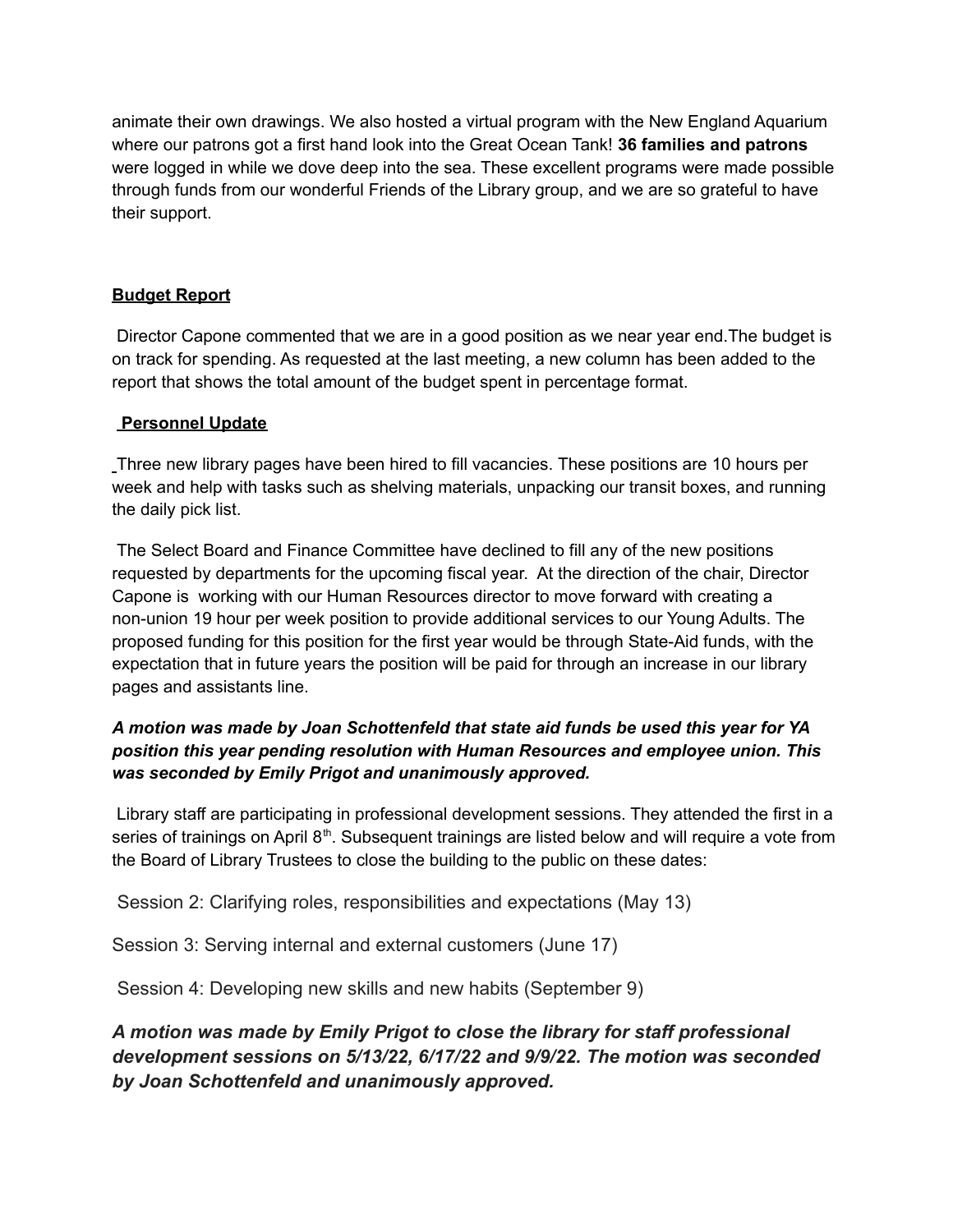animate their own drawings. We also hosted a virtual program with the New England Aquarium where our patrons got a first hand look into the Great Ocean Tank! **36 families and patrons** were logged in while we dove deep into the sea. These excellent programs were made possible through funds from our wonderful Friends of the Library group, and we are so grateful to have their support.

**Budget Report**

Director Capone commented that we are in a good position as we near year end.The budget is on track for spending. As requested at the last meeting, a new column has been added to the report that shows the total amount of the budget spent in percentage format.

**Personnel Update**

Three new library pages have been hired to fill vacancies. These positions are 10 hours per week and help with tasks such as shelving materials, unpacking our transit boxes, and running the daily pick list.

The Select Board and Finance Committee have declined to fill any of the new positions requested by departments for the upcoming fiscal year. At the direction of the chair, Director Capone is working with our Human Resources director to move forward with creating a non-union 19 hour per week position to provide additional services to our Young Adults. The proposed funding for this position for the first year would be through State-Aid funds, with the expectation that in future years the position will be paid for through an increase in our library pages and assistants line.

***A motion was made by Joan Schottenfeld that state aid funds be used this year for YA position this year pending resolution with Human Resources and employee union. This was seconded by Emily Prigot and unanimously approved.***

Library staff are participating in professional development sessions. They attended the first in a series of trainings on April 8th. Subsequent trainings are listed below and will require a vote from the Board of Library Trustees to close the building to the public on these dates:

Session 2: Clarifying roles, responsibilities and expectations (May 13)

Session 3: Serving internal and external customers (June 17)

Session 4: Developing new skills and new habits (September 9)

***A motion was made by Emily Prigot to close the library for staff professional development sessions on 5/13/22, 6/17/22 and 9/9/22. The motion was seconded by Joan Schottenfeld and unanimously approved.***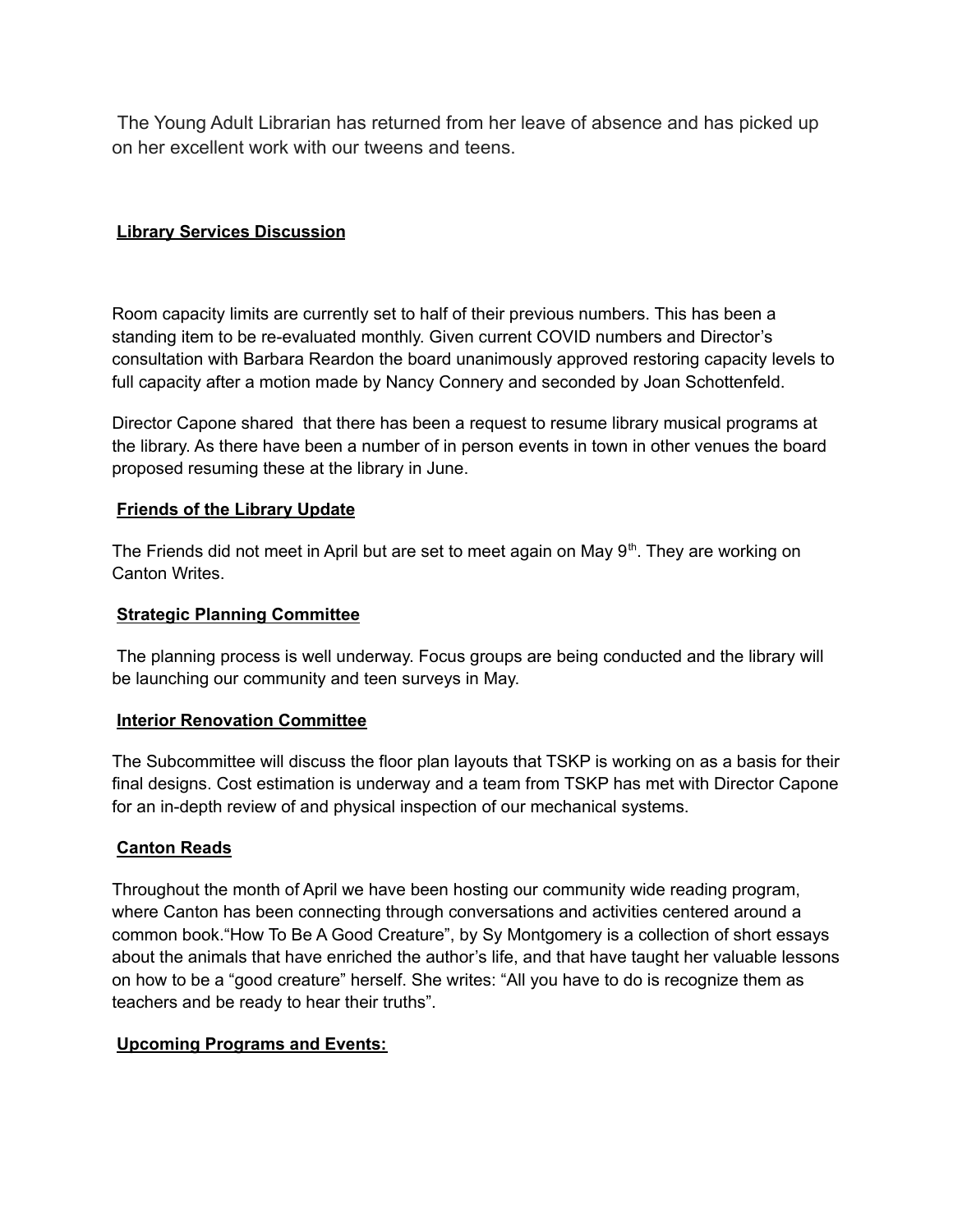The Young Adult Librarian has returned from her leave of absence and has picked up on her excellent work with our tweens and teens.

**Library Services Discussion**

Room capacity limits are currently set to half of their previous numbers. This has been a standing item to be re-evaluated monthly. Given current COVID numbers and Director's consultation with Barbara Reardon the board unanimously approved restoring capacity levels to full capacity after a motion made by Nancy Connery and seconded by Joan Schottenfeld.

Director Capone shared that there has been a request to resume library musical programs at the library. As there have been a number of in person events in town in other venues the board proposed resuming these at the library in June.

**Friends of the Library Update**

The Friends did not meet in April but are set to meet again on May 9th. They are working on Canton Writes.

**Strategic Planning Committee**

The planning process is well underway. Focus groups are being conducted and the library will be launching our community and teen surveys in May.

**Interior Renovation Committee**

The Subcommittee will discuss the floor plan layouts that TSKP is working on as a basis for their final designs. Cost estimation is underway and a team from TSKP has met with Director Capone for an in-depth review of and physical inspection of our mechanical systems.

**Canton Reads**

Throughout the month of April we have been hosting our community wide reading program, where Canton has been connecting through conversations and activities centered around a common book."How To Be A Good Creature", by Sy Montgomery is a collection of short essays about the animals that have enriched the author's life, and that have taught her valuable lessons on how to be a "good creature" herself. She writes: "All you have to do is recognize them as teachers and be ready to hear their truths".

**Upcoming Programs and Events:**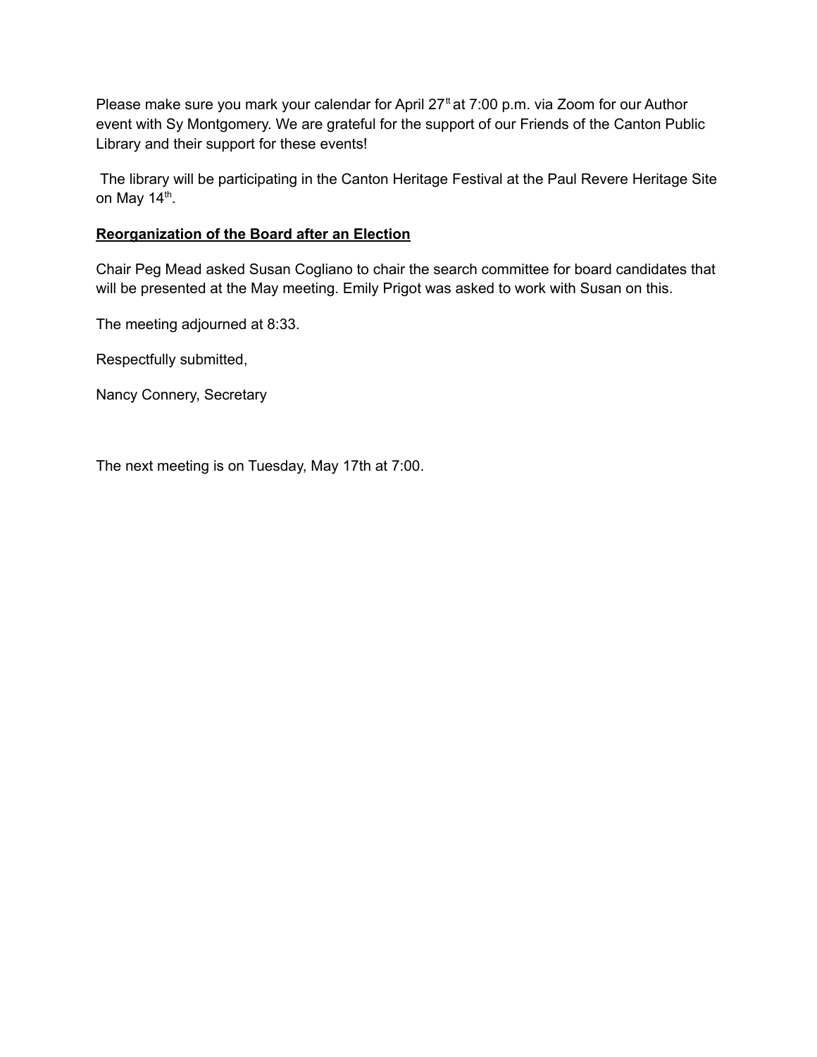Please make sure you mark your calendar for April 27[tt] at 7:00 p.m. via Zoom for our Author event with Sy Montgomery. We are grateful for the support of our Friends of the Canton Public Library and their support for these events!

The library will be participating in the Canton Heritage Festival at the Paul Revere Heritage Site on May 14[th].

**Reorganization of the Board after an Election**

Chair Peg Mead asked Susan Cogliano to chair the search committee for board candidates that will be presented at the May meeting. Emily Prigot was asked to work with Susan on this.

The meeting adjourned at 8:33.

Respectfully submitted,

Nancy Connery, Secretary

The next meeting is on Tuesday, May 17th at 7:00.